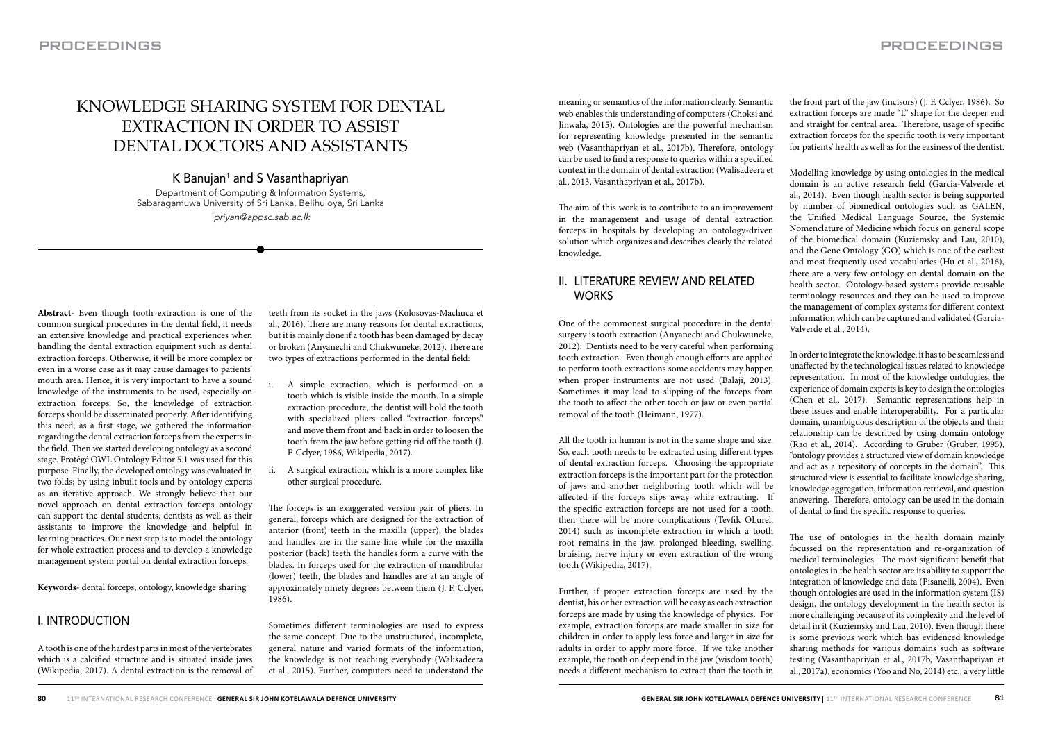# KNOWLEDGE SHARING SYSTEM FOR DENTAL EXTRACTION IN ORDER TO ASSIST DENTAL DOCTORS AND ASSISTANTS

K Banujan[1] and S Vasanthapriyan

Department of Computing & Information Systems, Sabaragamuwa University of Sri Lanka, Belihuloya, Sri Lanka

[1]priyan@appsc.sab.ac.lk

**Abstract**- Even though tooth extraction is one of the common surgical procedures in the dental field, it needs an extensive knowledge and practical experiences when handling the dental extraction equipment such as dental extraction forceps. Otherwise, it will be more complex or even in a worse case as it may cause damages to patients' mouth area. Hence, it is very important to have a sound knowledge of the instruments to be used, especially on extraction forceps. So, the knowledge of extraction forceps should be disseminated properly. After identifying this need, as a first stage, we gathered the information regarding the dental extraction forceps from the experts in the field. Then we started developing ontology as a second stage. Protégé OWL Ontology Editor 5.1 was used for this purpose. Finally, the developed ontology was evaluated in two folds; by using inbuilt tools and by ontology experts as an iterative approach. We strongly believe that our novel approach on dental extraction forceps ontology can support the dental students, dentists as well as their assistants to improve the knowledge and helpful in learning practices. Our next step is to model the ontology for whole extraction process and to develop a knowledge management system portal on dental extraction forceps.

**Keywords**- dental forceps, ontology, knowledge sharing

## I. INTRODUCTION

A tooth is one of the hardest parts in most of the vertebrates which is a calcified structure and is situated inside jaws (Wikipedia, 2017). A dental extraction is the removal of teeth from its socket in the jaws (Kolosovas-Machuca et al., 2016). There are many reasons for dental extractions, but it is mainly done if a tooth has been damaged by decay or broken (Anyanechi and Chukwuneke, 2012). There are two types of extractions performed in the dental field:

i. A simple extraction, which is performed on a tooth which is visible inside the mouth. In a simple extraction procedure, the dentist will hold the tooth with specialized pliers called "extraction forceps" and move them front and back in order to loosen the tooth from the jaw before getting rid off the tooth (J. F. Cclyer, 1986, Wikipedia, 2017).

ii. A surgical extraction, which is a more complex like other surgical procedure.

The forceps is an exaggerated version pair of pliers. In general, forceps which are designed for the extraction of anterior (front) teeth in the maxilla (upper), the blades and handles are in the same line while for the maxilla posterior (back) teeth the handles form a curve with the blades. In forceps used for the extraction of mandibular (lower) teeth, the blades and handles are at an angle of approximately ninety degrees between them (J. F. Cclyer, 1986).

Sometimes different terminologies are used to express the same concept. Due to the unstructured, incomplete, general nature and varied formats of the information, the knowledge is not reaching everybody (Walisadeera et al., 2015). Further, computers need to understand the meaning or semantics of the information clearly. Semantic web enables this understanding of computers (Choksi and Jinwala, 2015). Ontologies are the powerful mechanism for representing knowledge presented in the semantic web (Vasanthapriyan et al., 2017b). Therefore, ontology can be used to find a response to queries within a specified context in the domain of dental extraction (Walisadeera et al., 2013, Vasanthapriyan et al., 2017b).

The aim of this work is to contribute to an improvement in the management and usage of dental extraction forceps in hospitals by developing an ontology-driven solution which organizes and describes clearly the related knowledge.

## II. LITERATURE REVIEW AND RELATED WORKS

One of the commonest surgical procedure in the dental surgery is tooth extraction (Anyanechi and Chukwuneke, 2012). Dentists need to be very careful when performing tooth extraction. Even though enough efforts are applied to perform tooth extractions some accidents may happen when proper instruments are not used (Balaji, 2013). Sometimes it may lead to slipping of the forceps from the tooth to affect the other tooth or jaw or even partial removal of the tooth (Heimann, 1977).

All the tooth in human is not in the same shape and size. So, each tooth needs to be extracted using different types of dental extraction forceps. Choosing the appropriate extraction forceps is the important part for the protection of jaws and another neighboring tooth which will be affected if the forceps slips away while extracting. If the specific extraction forceps are not used for a tooth, then there will be more complications (Tevfik OLurel, 2014) such as incomplete extraction in which a tooth root remains in the jaw, prolonged bleeding, swelling, bruising, nerve injury or even extraction of the wrong tooth (Wikipedia, 2017).

Further, if proper extraction forceps are used by the dentist, his or her extraction will be easy as each extraction forceps are made by using the knowledge of physics. For example, extraction forceps are made smaller in size for children in order to apply less force and larger in size for adults in order to apply more force. If we take another example, the tooth on deep end in the jaw (wisdom tooth) needs a different mechanism to extract than the tooth in the front part of the jaw (incisors) (J. F. Cclyer, 1986). So extraction forceps are made "L" shape for the deeper end and straight for central area. Therefore, usage of specific extraction forceps for the specific tooth is very important for patients' health as well as for the easiness of the dentist.

Modelling knowledge by using ontologies in the medical domain is an active research field (Garcia-Valverde et al., 2014). Even though health sector is being supported by number of biomedical ontologies such as GALEN, the Unified Medical Language Source, the Systemic Nomenclature of Medicine which focus on general scope of the biomedical domain (Kuziemsky and Lau, 2010), and the Gene Ontology (GO) which is one of the earliest and most frequently used vocabularies (Hu et al., 2016), there are a very few ontology on dental domain on the health sector. Ontology-based systems provide reusable terminology resources and they can be used to improve the management of complex systems for different context information which can be captured and validated (Garcia-Valverde et al., 2014).

In order to integrate the knowledge, it has to be seamless and unaffected by the technological issues related to knowledge representation. In most of the knowledge ontologies, the experience of domain experts is key to design the ontologies (Chen et al., 2017). Semantic representations help in these issues and enable interoperability. For a particular domain, unambiguous description of the objects and their relationship can be described by using domain ontology (Rao et al., 2014). According to Gruber (Gruber, 1995), "ontology provides a structured view of domain knowledge and act as a repository of concepts in the domain". This structured view is essential to facilitate knowledge sharing, knowledge aggregation, information retrieval, and question answering. Therefore, ontology can be used in the domain of dental to find the specific response to queries.

The use of ontologies in the health domain mainly focussed on the representation and re-organization of medical terminologies. The most significant benefit that ontologies in the health sector are its ability to support the integration of knowledge and data (Pisanelli, 2004). Even though ontologies are used in the information system (IS) design, the ontology development in the health sector is more challenging because of its complexity and the level of detail in it (Kuziemsky and Lau, 2010). Even though there is some previous work which has evidenced knowledge sharing methods for various domains such as software testing (Vasanthapriyan et al., 2017b, Vasanthapriyan et al., 2017a), economics (Yoo and No, 2014) etc., a very little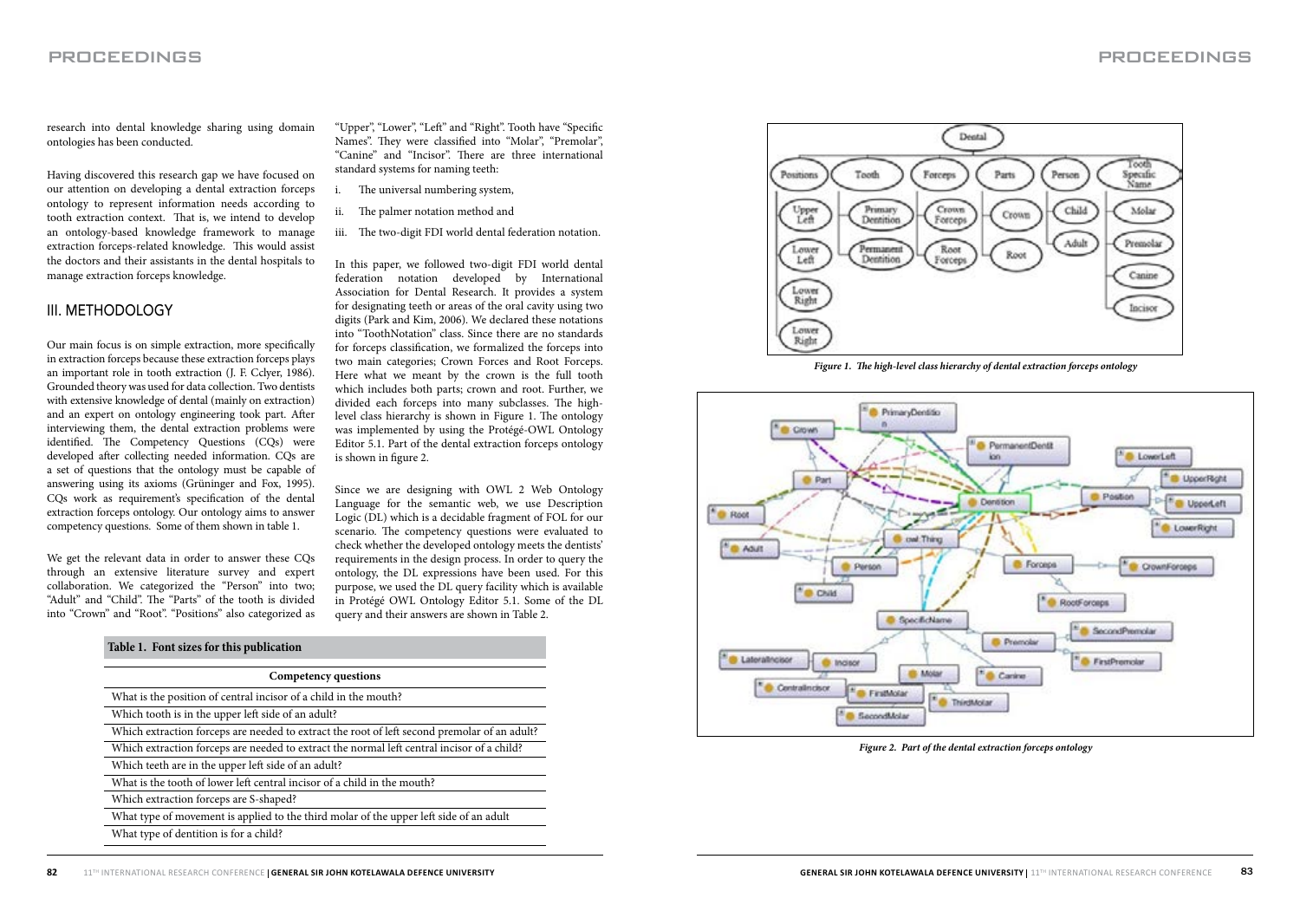research into dental knowledge sharing using domain ontologies has been conducted.

Having discovered this research gap we have focused on our attention on developing a dental extraction forceps ontology to represent information needs according to tooth extraction context. That is, we intend to develop an ontology-based knowledge framework to manage extraction forceps-related knowledge. This would assist the doctors and their assistants in the dental hospitals to manage extraction forceps knowledge.

## III. METHODOLOGY

Our main focus is on simple extraction, more specifically in extraction forceps because these extraction forceps plays an important role in tooth extraction (J. F. Cclyer, 1986). Grounded theory was used for data collection. Two dentists with extensive knowledge of dental (mainly on extraction) and an expert on ontology engineering took part. After interviewing them, the dental extraction problems were identified. The Competency Questions (CQs) were developed after collecting needed information. CQs are a set of questions that the ontology must be capable of answering using its axioms (Grüninger and Fox, 1995). CQs work as requirement's specification of the dental extraction forceps ontology. Our ontology aims to answer competency questions. Some of them shown in table 1.

We get the relevant data in order to answer these CQs through an extensive literature survey and expert collaboration. We categorized the "Person" into two; "Adult" and "Child". The "Parts" of the tooth is divided into "Crown" and "Root". "Positions" also categorized as "Upper", "Lower", "Left" and "Right". Tooth have "Specific Names". They were classified into "Molar", "Premolar", "Canine" and "Incisor". There are three international standard systems for naming teeth:

i. The universal numbering system,

ii. The palmer notation method and

iii. The two-digit FDI world dental federation notation.

In this paper, we followed two-digit FDI world dental federation notation developed by International Association for Dental Research. It provides a system for designating teeth or areas of the oral cavity using two digits (Park and Kim, 2006). We declared these notations into "ToothNotation" class. Since there are no standards for forceps classification, we formalized the forceps into two main categories; Crown Forces and Root Forceps. Here what we meant by the crown is the full tooth which includes both parts; crown and root. Further, we divided each forceps into many subclasses. The high-level class hierarchy is shown in Figure 1. The ontology was implemented by using the Protégé-OWL Ontology Editor 5.1. Part of the dental extraction forceps ontology is shown in figure 2.

Since we are designing with OWL 2 Web Ontology Language for the semantic web, we use Description Logic (DL) which is a decidable fragment of FOL for our scenario. The competency questions were evaluated to check whether the developed ontology meets the dentists' requirements in the design process. In order to query the ontology, the DL expressions have been used. For this purpose, we used the DL query facility which is available in Protégé OWL Ontology Editor 5.1. Some of the DL query and their answers are shown in Table 2.

**Table 1. Font sizes for this publication**

| Competency questions |
|---|
| What is the position of central incisor of a child in the mouth? |
| Which tooth is in the upper left side of an adult? |
| Which extraction forceps are needed to extract the root of left second premolar of an adult? |
| Which extraction forceps are needed to extract the normal left central incisor of a child? |
| Which teeth are in the upper left side of an adult? |
| What is the tooth of lower left central incisor of a child in the mouth? |
| Which extraction forceps are S-shaped? |
| What type of movement is applied to the third molar of the upper left side of an adult |
| What type of dentition is for a child? |

*Figure 1. The high-level class hierarchy of dental extraction forceps ontology*

*Figure 2. Part of the dental extraction forceps ontology*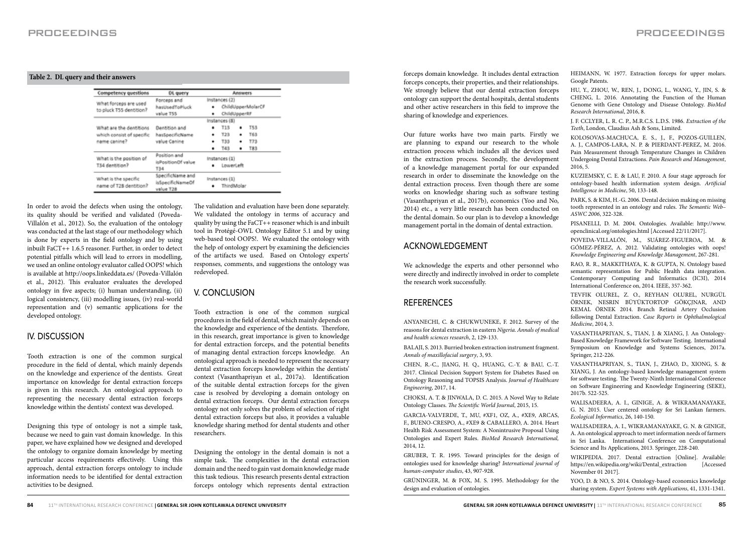**Table 2. DL query and their answers**

| Competency questions | DL query | Answers |
|---|---|---|
| What forceps are used to pluck T55 dentition? | Forceps and hasUsedToPluck value T55 | Instances (2)<br>• ChildUpperMolarCF<br>• ChildUpperRF |
| What are the dentitions which consist of specific name canine? | Dentition and hasSpecificName value Canine | Instances (8)<br>• T13 • T53<br>• T23 • T63<br>• T33 • T73<br>• T43 • T83 |
| What is the position of T34 dentition? | Position and isPositionOf value T34 | Instances (1)<br>• LowerLeft |
| What is the specific name of T28 dentition? | SpecificName and isSpecificNameOf value T28 | Instances (1)<br>• ThirdMolar |

In order to avoid the defects when using the ontology, its quality should be verified and validated (Poveda-Villalón et al., 2012). So, the evaluation of the ontology was conducted at the last stage of our methodology which is done by experts in the field ontology and by using inbuilt FaCT++ 1.6.5 reasoner. Further, in order to detect potential pitfalls which will lead to errors in modelling, we used an online ontology evaluator called OOPS! which is available at http://oops.linkeddata.es/ (Poveda-Villalón et al., 2012). This evaluator evaluates the developed ontology in five aspects; (i) human understanding, (ii) logical consistency, (iii) modelling issues, (iv) real-world representation and (v) semantic applications for the developed ontology.

## IV. DISCUSSION

Tooth extraction is one of the common surgical procedure in the field of dental, which mainly depends on the knowledge and experience of the dentists. Great importance on knowledge for dental extraction forceps is given in this research. An ontological approach to representing the necessary dental extraction forceps knowledge within the dentists' context was developed.

Designing this type of ontology is not a simple task, because we need to gain vast domain knowledge. In this paper, we have explained how we designed and developed the ontology to organize domain knowledge by meeting particular access requirements effectively. Using this approach, dental extraction forceps ontology to include information needs to be identified for dental extraction activities to be designed.

The validation and evaluation have been done separately. We validated the ontology in terms of accuracy and quality by using the FaCT++ reasoner which is and inbuilt tool in Protégé-OWL Ontology Editor 5.1 and by using web-based tool OOPS!. We evaluated the ontology with the help of ontology expert by examining the deficiencies of the artifacts we used. Based on Ontology experts' responses, comments, and suggestions the ontology was redeveloped.

## V. CONCLUSION

Tooth extraction is one of the common surgical procedures in the field of dental, which mainly depends on the knowledge and experience of the dentists. Therefore, in this research, great importance is given to knowledge for dental extraction forceps, and the potential benefits of managing dental extraction forceps knowledge. An ontological approach is needed to represent the necessary dental extraction forceps knowledge within the dentists' context (Vasanthapriyan et al., 2017a). Identification of the suitable dental extraction forceps for the given case is resolved by developing a domain ontology on dental extraction forceps. Our dental extraction forceps ontology not only solves the problem of selection of right dental extraction forceps but also, it provides a valuable knowledge sharing method for dental students and other researchers.

Designing the ontology in the dental domain is not a simple task. The complexities in the dental extraction domain and the need to gain vast domain knowledge made this task tedious. This research presents dental extraction forceps ontology which represents dental extraction forceps domain knowledge. It includes dental extraction forceps concepts, their properties, and their relationships. We strongly believe that our dental extraction forceps ontology can support the dental hospitals, dental students and other active researchers in this field to improve the sharing of knowledge and experiences.

Our future works have two main parts. Firstly we are planning to expand our research to the whole extraction process which includes all the devices used in the extraction process. Secondly, the development of a knowledge management portal for our expanded research in order to disseminate the knowledge on the dental extraction process. Even though there are some works on knowledge sharing such as software testing (Vasanthapriyan et al., 2017b), economics (Yoo and No, 2014) etc., a very little research has been conducted on the dental domain. So our plan is to develop a knowledge management portal in the domain of dental extraction.

## ACKNOWLEDGEMENT

We acknowledge the experts and other personnel who were directly and indirectly involved in order to complete the research work successfully.

## REFERENCES

ANYANECHI, C. & CHUKWUNEKE, F. 2012. Survey of the reasons for dental extraction in eastern *Nigeria. Annals of medical and health sciences research*, 2, 129-133.

BALAJI, S. 2013. Buried broken extraction instrument fragment. *Annals of maxillofacial surgery*, 3, 93.

CHEN, R.-C., JIANG, H. Q., HUANG, C.-Y. & BAU, C.-T. 2017. Clinical Decision Support System for Diabetes Based on Ontology Reasoning and TOPSIS Analysis. *Journal of Healthcare Engineering*, 2017, 14.

CHOKSI, A. T. & JINWALA, D. C. 2015. A Novel Way to Relate Ontology Classes. *The Scientific World Journal*, 2015, 15.

GARCIA-VALVERDE, T., MU, #XF1, OZ, A., #XE9, ARCAS, F., BUENO-CRESPO, A., #XE9 & CABALLERO, A. 2014. Heart Health Risk Assessment System: A Nonintrusive Proposal Using Ontologies and Expert Rules. *BioMed Research International*, 2014, 12.

GRUBER, T. R. 1995. Toward principles for the design of ontologies used for knowledge sharing? *International journal of human-computer studies*, 43, 907-928.

GRÜNINGER, M. & FOX, M. S. 1995. Methodology for the design and evaluation of ontologies.

HEIMANN, W. 1977. Extraction forceps for upper molars. Google Patents.

HU, Y., ZHOU, W., REN, J., DONG, L., WANG, Y., JIN, S. & CHENG, L. 2016. Annotating the Function of the Human Genome with Gene Ontology and Disease Ontology. *BioMed Research International*, 2016, 8.

J. F. CCLYER, L. R. C. P., M.R.C.S. L.D.S. 1986. *Extraction of the Teeth*, London, Claudius Ash & Sons, Limited.

KOLOSOVAS-MACHUCA, E. S., J., F., POZOS-GUILLEN, A. J., CAMPOS-LARA, N. P. & PIERDANT-PEREZ, M. 2016. Pain Measurement through Temperature Changes in Children Undergoing Dental Extractions. *Pain Research and Management*, 2016, 5.

KUZIEMSKY, C. E. & LAU, F. 2010. A four stage approach for ontology-based health information system design. *Artificial Intelligence in Medicine*, 50, 133-148.

PARK, S. & KIM, H.-G. 2006. Dental decision making on missing tooth represented in an ontology and rules. *The Semantic Web–ASWC 2006*, 322-328.

PISANELLI, D. M. 2004. Ontologies. Available: http://www.openclinical.org/ontologies.html [Accessed 22/11/2017].

POVEDA-VILLALÓN, M., SUÁREZ-FIGUEROA, M. & GÓMEZ-PÉREZ, A. 2012. Validating ontologies with oops! *Knowledge Engineering and Knowledge Management*, 267-281.

RAO, R. R., MAKKITHAYA, K. & GUPTA, N. Ontology based semantic representation for Public Health data integration. Contemporary Computing and Informatics (IC3I), 2014 International Conference on, 2014. IEEE, 357-362.

TEVFIK OLUREL, Z. O., REYHAN OLUREL, NURGÜL ÖRNEK, NESRIN BÜYÜKTORTOP GÖKÇINAR, AND KEMAL ÖRNEK 2014. Branch Retinal Artery Occlusion following Dental Extraction. *Case Reports in Ophthalmological Medicine*, 2014, 3.

VASANTHAPRIYAN, S., TIAN, J. & XIANG, J. An Ontology-Based Knowledge Framework for Software Testing. International Symposium on Knowledge and Systems Sciences, 2017a. Springer, 212-226.

VASANTHAPRIYAN, S., TIAN, J., ZHAO, D., XIONG, S. & XIANG, J. An ontology-based knowledge management system for software testing. The Twenty-Ninth International Conference on Software Engineering and Knowledge Engineering (SEKE), 2017b. 522-525.

WALISADEERA, A. I., GINIGE, A. & WIKRAMANAYAKE, G. N. 2015. User centered ontology for Sri Lankan farmers. *Ecological Informatics*, 26, 140-150.

WALISADEERA, A. I., WIKRAMANAYAKE, G. N. & GINIGE, A. An ontological approach to meet information needs of farmers in Sri Lanka. International Conference on Computational Science and Its Applications, 2013. Springer, 228-240.

WIKIPEDIA. 2017. Dental extraction [Online]. Available: https://en.wikipedia.org/wiki/Dental_extraction [Accessed November 01 2017].

YOO, D. & NO, S. 2014. Ontology-based economics knowledge sharing system. *Expert Systems with Applications*, 41, 1331-1341.